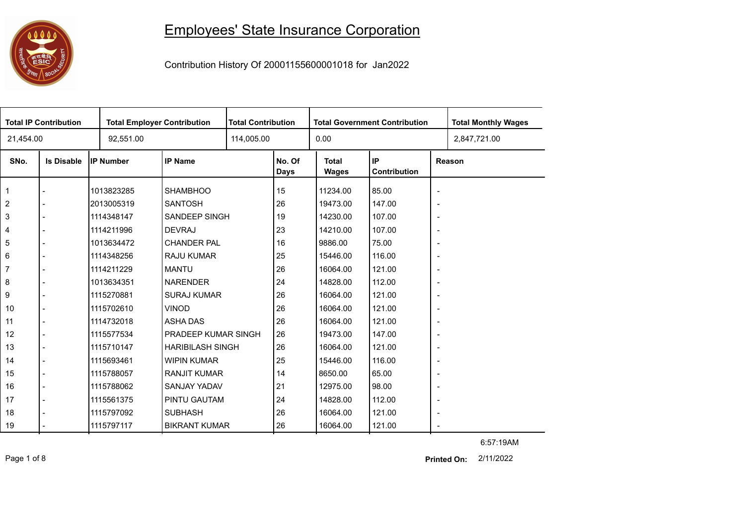# Employees' State Insurance Corporation

Contribution History Of 20001155600001018 for Jan2022

| Total IP Contribution | Total Employer Contribution | Total Contribution | Total Government Contribution | Total Monthly Wages |
|---|---|---|---|---|
| 21,454.00 | 92,551.00 | 114,005.00 | 0.00 | 2,847,721.00 |

| SNo. | Is Disable | IP Number | IP Name | No. Of Days | Total Wages | IP Contribution | Reason |
|---|---|---|---|---|---|---|---|
| 1 | - | 1013823285 | SHAMBHOO | 15 | 11234.00 | 85.00 | - |
| 2 | - | 2013005319 | SANTOSH | 26 | 19473.00 | 147.00 | - |
| 3 | - | 1114348147 | SANDEEP SINGH | 19 | 14230.00 | 107.00 | - |
| 4 | - | 1114211996 | DEVRAJ | 23 | 14210.00 | 107.00 | - |
| 5 | - | 1013634472 | CHANDER PAL | 16 | 9886.00 | 75.00 | - |
| 6 | - | 1114348256 | RAJU KUMAR | 25 | 15446.00 | 116.00 | - |
| 7 | - | 1114211229 | MANTU | 26 | 16064.00 | 121.00 | - |
| 8 | - | 1013634351 | NARENDER | 24 | 14828.00 | 112.00 | - |
| 9 | - | 1115270881 | SURAJ KUMAR | 26 | 16064.00 | 121.00 | - |
| 10 | - | 1115702610 | VINOD | 26 | 16064.00 | 121.00 | - |
| 11 | - | 1114732018 | ASHA DAS | 26 | 16064.00 | 121.00 | - |
| 12 | - | 1115577534 | PRADEEP KUMAR SINGH | 26 | 19473.00 | 147.00 | - |
| 13 | - | 1115710147 | HARIBILASH SINGH | 26 | 16064.00 | 121.00 | - |
| 14 | - | 1115693461 | WIPIN KUMAR | 25 | 15446.00 | 116.00 | - |
| 15 | - | 1115788057 | RANJIT KUMAR | 14 | 8650.00 | 65.00 | - |
| 16 | - | 1115788062 | SANJAY YADAV | 21 | 12975.00 | 98.00 | - |
| 17 | - | 1115561375 | PINTU GAUTAM | 24 | 14828.00 | 112.00 | - |
| 18 | - | 1115797092 | SUBHASH | 26 | 16064.00 | 121.00 | - |
| 19 | - | 1115797117 | BIKRANT KUMAR | 26 | 16064.00 | 121.00 | - |

6:57:19AM

**Printed On:** 2/11/2022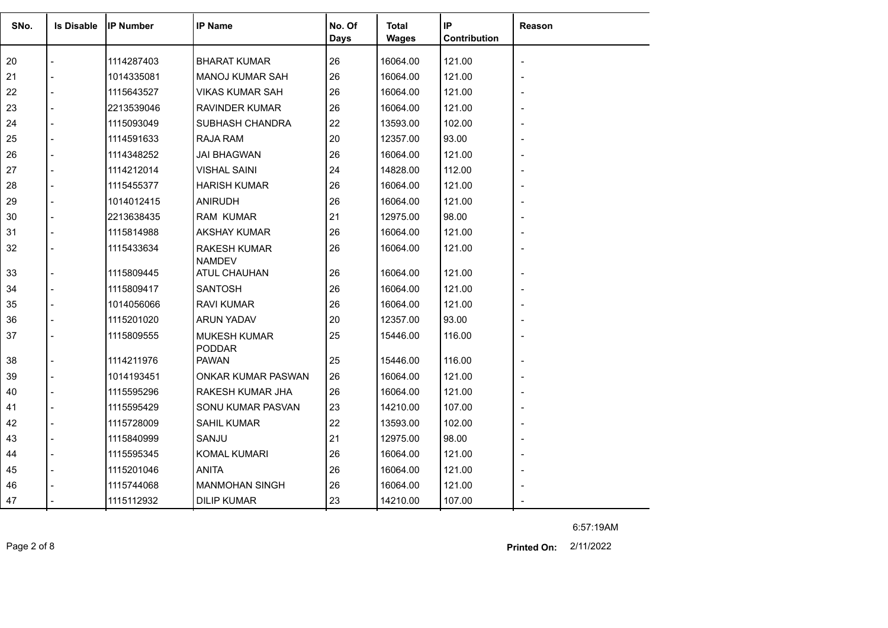| SNo. | Is Disable | IP Number | IP Name | No. Of Days | Total Wages | IP Contribution | Reason |
|---|---|---|---|---|---|---|---|
| 20 | - | 1114287403 | BHARAT KUMAR | 26 | 16064.00 | 121.00 | - |
| 21 | - | 1014335081 | MANOJ KUMAR SAH | 26 | 16064.00 | 121.00 | - |
| 22 | - | 1115643527 | VIKAS KUMAR SAH | 26 | 16064.00 | 121.00 | - |
| 23 | - | 2213539046 | RAVINDER KUMAR | 26 | 16064.00 | 121.00 | - |
| 24 | - | 1115093049 | SUBHASH CHANDRA | 22 | 13593.00 | 102.00 | - |
| 25 | - | 1114591633 | RAJA RAM | 20 | 12357.00 | 93.00 | - |
| 26 | - | 1114348252 | JAI BHAGWAN | 26 | 16064.00 | 121.00 | - |
| 27 | - | 1114212014 | VISHAL SAINI | 24 | 14828.00 | 112.00 | - |
| 28 | - | 1115455377 | HARISH KUMAR | 26 | 16064.00 | 121.00 | - |
| 29 | - | 1014012415 | ANIRUDH | 26 | 16064.00 | 121.00 | - |
| 30 | - | 2213638435 | RAM KUMAR | 21 | 12975.00 | 98.00 | - |
| 31 | - | 1115814988 | AKSHAY KUMAR | 26 | 16064.00 | 121.00 | - |
| 32 | - | 1115433634 | RAKESH KUMAR NAMDEV | 26 | 16064.00 | 121.00 | - |
| 33 | - | 1115809445 | ATUL CHAUHAN | 26 | 16064.00 | 121.00 | - |
| 34 | - | 1115809417 | SANTOSH | 26 | 16064.00 | 121.00 | - |
| 35 | - | 1014056066 | RAVI KUMAR | 26 | 16064.00 | 121.00 | - |
| 36 | - | 1115201020 | ARUN YADAV | 20 | 12357.00 | 93.00 | - |
| 37 | - | 1115809555 | MUKESH KUMAR PODDAR | 25 | 15446.00 | 116.00 | - |
| 38 | - | 1114211976 | PAWAN | 25 | 15446.00 | 116.00 | - |
| 39 | - | 1014193451 | ONKAR KUMAR PASWAN | 26 | 16064.00 | 121.00 | - |
| 40 | - | 1115595296 | RAKESH KUMAR JHA | 26 | 16064.00 | 121.00 | - |
| 41 | - | 1115595429 | SONU KUMAR PASVAN | 23 | 14210.00 | 107.00 | - |
| 42 | - | 1115728009 | SAHIL KUMAR | 22 | 13593.00 | 102.00 | - |
| 43 | - | 1115840999 | SANJU | 21 | 12975.00 | 98.00 | - |
| 44 | - | 1115595345 | KOMAL KUMARI | 26 | 16064.00 | 121.00 | - |
| 45 | - | 1115201046 | ANITA | 26 | 16064.00 | 121.00 | - |
| 46 | - | 1115744068 | MANMOHAN SINGH | 26 | 16064.00 | 121.00 | - |
| 47 | - | 1115112932 | DILIP KUMAR | 23 | 14210.00 | 107.00 | - |

6:57:19AM

**Printed On:** 2/11/2022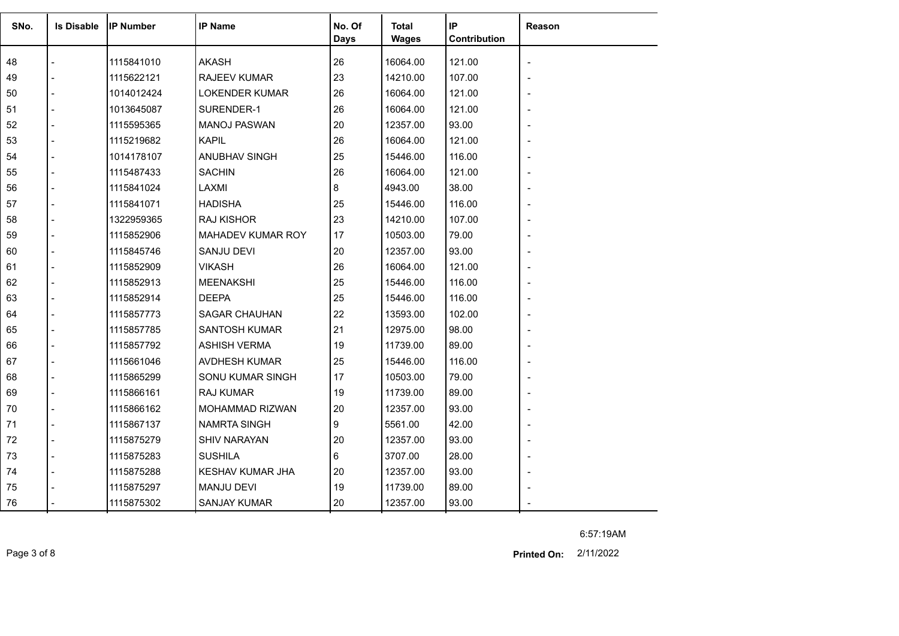| SNo. | Is Disable | IP Number | IP Name | No. Of Days | Total Wages | IP Contribution | Reason |
|---|---|---|---|---|---|---|---|
| 48 | - | 1115841010 | AKASH | 26 | 16064.00 | 121.00 | - |
| 49 | - | 1115622121 | RAJEEV KUMAR | 23 | 14210.00 | 107.00 | - |
| 50 | - | 1014012424 | LOKENDER KUMAR | 26 | 16064.00 | 121.00 | - |
| 51 | - | 1013645087 | SURENDER-1 | 26 | 16064.00 | 121.00 | - |
| 52 | - | 1115595365 | MANOJ PASWAN | 20 | 12357.00 | 93.00 | - |
| 53 | - | 1115219682 | KAPIL | 26 | 16064.00 | 121.00 | - |
| 54 | - | 1014178107 | ANUBHAV SINGH | 25 | 15446.00 | 116.00 | - |
| 55 | - | 1115487433 | SACHIN | 26 | 16064.00 | 121.00 | - |
| 56 | - | 1115841024 | LAXMI | 8 | 4943.00 | 38.00 | - |
| 57 | - | 1115841071 | HADISHA | 25 | 15446.00 | 116.00 | - |
| 58 | - | 1322959365 | RAJ KISHOR | 23 | 14210.00 | 107.00 | - |
| 59 | - | 1115852906 | MAHADEV KUMAR ROY | 17 | 10503.00 | 79.00 | - |
| 60 | - | 1115845746 | SANJU DEVI | 20 | 12357.00 | 93.00 | - |
| 61 | - | 1115852909 | VIKASH | 26 | 16064.00 | 121.00 | - |
| 62 | - | 1115852913 | MEENAKSHI | 25 | 15446.00 | 116.00 | - |
| 63 | - | 1115852914 | DEEPA | 25 | 15446.00 | 116.00 | - |
| 64 | - | 1115857773 | SAGAR CHAUHAN | 22 | 13593.00 | 102.00 | - |
| 65 | - | 1115857785 | SANTOSH KUMAR | 21 | 12975.00 | 98.00 | - |
| 66 | - | 1115857792 | ASHISH VERMA | 19 | 11739.00 | 89.00 | - |
| 67 | - | 1115661046 | AVDHESH KUMAR | 25 | 15446.00 | 116.00 | - |
| 68 | - | 1115865299 | SONU KUMAR SINGH | 17 | 10503.00 | 79.00 | - |
| 69 | - | 1115866161 | RAJ KUMAR | 19 | 11739.00 | 89.00 | - |
| 70 | - | 1115866162 | MOHAMMAD RIZWAN | 20 | 12357.00 | 93.00 | - |
| 71 | - | 1115867137 | NAMRTA SINGH | 9 | 5561.00 | 42.00 | - |
| 72 | - | 1115875279 | SHIV NARAYAN | 20 | 12357.00 | 93.00 | - |
| 73 | - | 1115875283 | SUSHILA | 6 | 3707.00 | 28.00 | - |
| 74 | - | 1115875288 | KESHAV KUMAR JHA | 20 | 12357.00 | 93.00 | - |
| 75 | - | 1115875297 | MANJU DEVI | 19 | 11739.00 | 89.00 | - |
| 76 | - | 1115875302 | SANJAY KUMAR | 20 | 12357.00 | 93.00 | - |

6:57:19AM

**Printed On:** 2/11/2022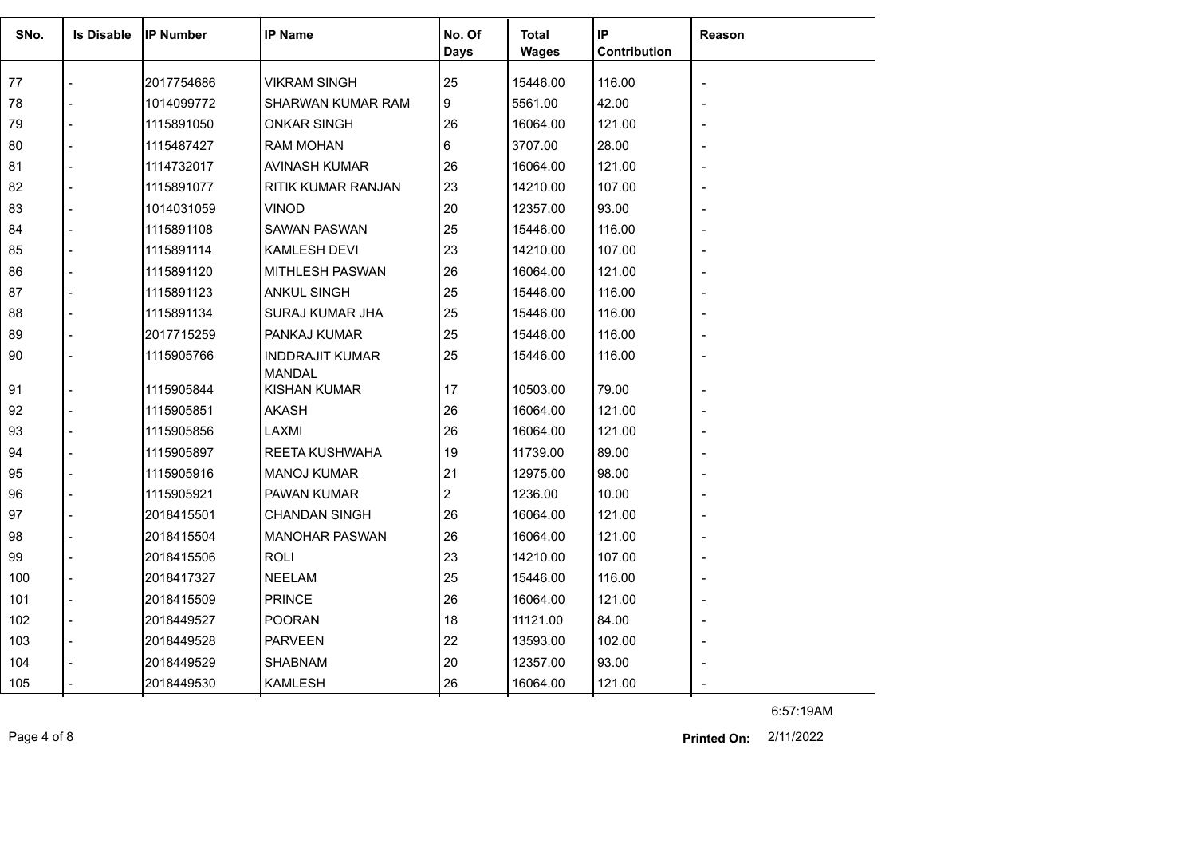| SNo. | Is Disable | IP Number | IP Name | No. Of Days | Total Wages | IP Contribution | Reason |
|---|---|---|---|---|---|---|---|
| 77 | - | 2017754686 | VIKRAM SINGH | 25 | 15446.00 | 116.00 | - |
| 78 | - | 1014099772 | SHARWAN KUMAR RAM | 9 | 5561.00 | 42.00 | - |
| 79 | - | 1115891050 | ONKAR SINGH | 26 | 16064.00 | 121.00 | - |
| 80 | - | 1115487427 | RAM MOHAN | 6 | 3707.00 | 28.00 | - |
| 81 | - | 1114732017 | AVINASH KUMAR | 26 | 16064.00 | 121.00 | - |
| 82 | - | 1115891077 | RITIK KUMAR RANJAN | 23 | 14210.00 | 107.00 | - |
| 83 | - | 1014031059 | VINOD | 20 | 12357.00 | 93.00 | - |
| 84 | - | 1115891108 | SAWAN PASWAN | 25 | 15446.00 | 116.00 | - |
| 85 | - | 1115891114 | KAMLESH DEVI | 23 | 14210.00 | 107.00 | - |
| 86 | - | 1115891120 | MITHLESH PASWAN | 26 | 16064.00 | 121.00 | - |
| 87 | - | 1115891123 | ANKUL SINGH | 25 | 15446.00 | 116.00 | - |
| 88 | - | 1115891134 | SURAJ KUMAR JHA | 25 | 15446.00 | 116.00 | - |
| 89 | - | 2017715259 | PANKAJ KUMAR | 25 | 15446.00 | 116.00 | - |
| 90 | - | 1115905766 | INDDRAJIT KUMAR MANDAL | 25 | 15446.00 | 116.00 | - |
| 91 | - | 1115905844 | KISHAN KUMAR | 17 | 10503.00 | 79.00 | - |
| 92 | - | 1115905851 | AKASH | 26 | 16064.00 | 121.00 | - |
| 93 | - | 1115905856 | LAXMI | 26 | 16064.00 | 121.00 | - |
| 94 | - | 1115905897 | REETA KUSHWAHA | 19 | 11739.00 | 89.00 | - |
| 95 | - | 1115905916 | MANOJ KUMAR | 21 | 12975.00 | 98.00 | - |
| 96 | - | 1115905921 | PAWAN KUMAR | 2 | 1236.00 | 10.00 | - |
| 97 | - | 2018415501 | CHANDAN SINGH | 26 | 16064.00 | 121.00 | - |
| 98 | - | 2018415504 | MANOHAR PASWAN | 26 | 16064.00 | 121.00 | - |
| 99 | - | 2018415506 | ROLI | 23 | 14210.00 | 107.00 | - |
| 100 | - | 2018417327 | NEELAM | 25 | 15446.00 | 116.00 | - |
| 101 | - | 2018415509 | PRINCE | 26 | 16064.00 | 121.00 | - |
| 102 | - | 2018449527 | POORAN | 18 | 11121.00 | 84.00 | - |
| 103 | - | 2018449528 | PARVEEN | 22 | 13593.00 | 102.00 | - |
| 104 | - | 2018449529 | SHABNAM | 20 | 12357.00 | 93.00 | - |
| 105 | - | 2018449530 | KAMLESH | 26 | 16064.00 | 121.00 | - |

6:57:19AM

**Printed On:** 2/11/2022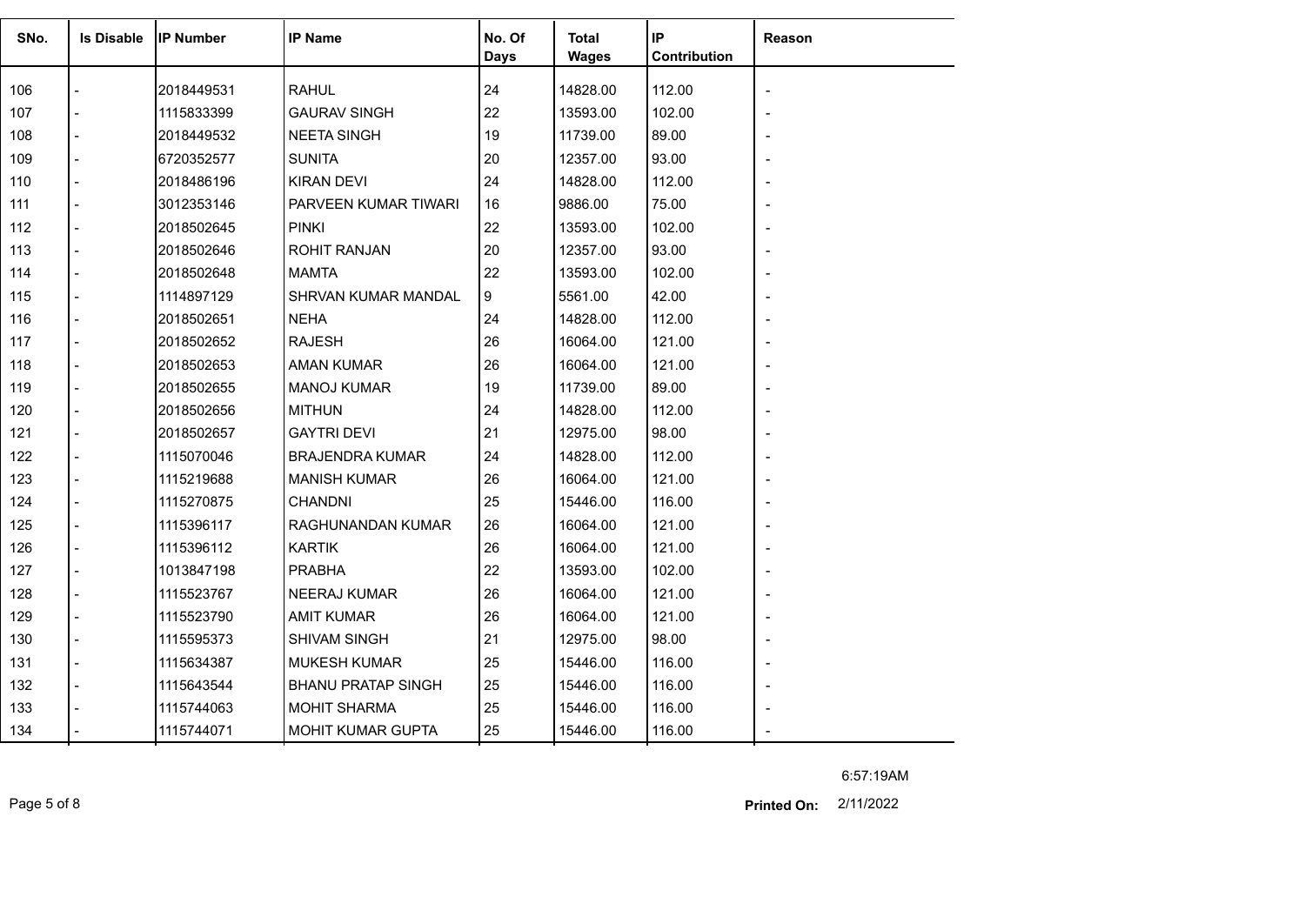| SNo. | Is Disable | IP Number | IP Name | No. Of Days | Total Wages | IP Contribution | Reason |
|---|---|---|---|---|---|---|---|
| 106 | - | 2018449531 | RAHUL | 24 | 14828.00 | 112.00 | - |
| 107 | - | 1115833399 | GAURAV SINGH | 22 | 13593.00 | 102.00 | - |
| 108 | - | 2018449532 | NEETA SINGH | 19 | 11739.00 | 89.00 | - |
| 109 | - | 6720352577 | SUNITA | 20 | 12357.00 | 93.00 | - |
| 110 | - | 2018486196 | KIRAN DEVI | 24 | 14828.00 | 112.00 | - |
| 111 | - | 3012353146 | PARVEEN KUMAR TIWARI | 16 | 9886.00 | 75.00 | - |
| 112 | - | 2018502645 | PINKI | 22 | 13593.00 | 102.00 | - |
| 113 | - | 2018502646 | ROHIT RANJAN | 20 | 12357.00 | 93.00 | - |
| 114 | - | 2018502648 | MAMTA | 22 | 13593.00 | 102.00 | - |
| 115 | - | 1114897129 | SHRVAN KUMAR MANDAL | 9 | 5561.00 | 42.00 | - |
| 116 | - | 2018502651 | NEHA | 24 | 14828.00 | 112.00 | - |
| 117 | - | 2018502652 | RAJESH | 26 | 16064.00 | 121.00 | - |
| 118 | - | 2018502653 | AMAN KUMAR | 26 | 16064.00 | 121.00 | - |
| 119 | - | 2018502655 | MANOJ KUMAR | 19 | 11739.00 | 89.00 | - |
| 120 | - | 2018502656 | MITHUN | 24 | 14828.00 | 112.00 | - |
| 121 | - | 2018502657 | GAYTRI DEVI | 21 | 12975.00 | 98.00 | - |
| 122 | - | 1115070046 | BRAJENDRA KUMAR | 24 | 14828.00 | 112.00 | - |
| 123 | - | 1115219688 | MANISH KUMAR | 26 | 16064.00 | 121.00 | - |
| 124 | - | 1115270875 | CHANDNI | 25 | 15446.00 | 116.00 | - |
| 125 | - | 1115396117 | RAGHUNANDAN KUMAR | 26 | 16064.00 | 121.00 | - |
| 126 | - | 1115396112 | KARTIK | 26 | 16064.00 | 121.00 | - |
| 127 | - | 1013847198 | PRABHA | 22 | 13593.00 | 102.00 | - |
| 128 | - | 1115523767 | NEERAJ KUMAR | 26 | 16064.00 | 121.00 | - |
| 129 | - | 1115523790 | AMIT KUMAR | 26 | 16064.00 | 121.00 | - |
| 130 | - | 1115595373 | SHIVAM SINGH | 21 | 12975.00 | 98.00 | - |
| 131 | - | 1115634387 | MUKESH KUMAR | 25 | 15446.00 | 116.00 | - |
| 132 | - | 1115643544 | BHANU PRATAP SINGH | 25 | 15446.00 | 116.00 | - |
| 133 | - | 1115744063 | MOHIT SHARMA | 25 | 15446.00 | 116.00 | - |
| 134 | - | 1115744071 | MOHIT KUMAR GUPTA | 25 | 15446.00 | 116.00 | - |

6:57:19AM

**Printed On:** 2/11/2022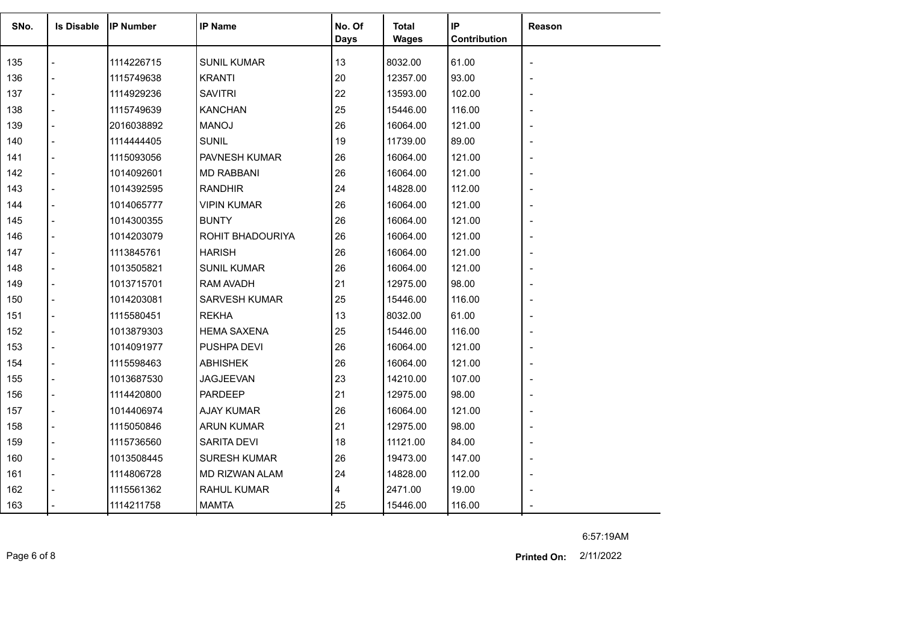| SNo. | Is Disable | IP Number | IP Name | No. Of Days | Total Wages | IP Contribution | Reason |
|---|---|---|---|---|---|---|---|
| 135 | - | 1114226715 | SUNIL KUMAR | 13 | 8032.00 | 61.00 | - |
| 136 | - | 1115749638 | KRANTI | 20 | 12357.00 | 93.00 | - |
| 137 | - | 1114929236 | SAVITRI | 22 | 13593.00 | 102.00 | - |
| 138 | - | 1115749639 | KANCHAN | 25 | 15446.00 | 116.00 | - |
| 139 | - | 2016038892 | MANOJ | 26 | 16064.00 | 121.00 | - |
| 140 | - | 1114444405 | SUNIL | 19 | 11739.00 | 89.00 | - |
| 141 | - | 1115093056 | PAVNESH KUMAR | 26 | 16064.00 | 121.00 | - |
| 142 | - | 1014092601 | MD RABBANI | 26 | 16064.00 | 121.00 | - |
| 143 | - | 1014392595 | RANDHIR | 24 | 14828.00 | 112.00 | - |
| 144 | - | 1014065777 | VIPIN KUMAR | 26 | 16064.00 | 121.00 | - |
| 145 | - | 1014300355 | BUNTY | 26 | 16064.00 | 121.00 | - |
| 146 | - | 1014203079 | ROHIT BHADOURIYA | 26 | 16064.00 | 121.00 | - |
| 147 | - | 1113845761 | HARISH | 26 | 16064.00 | 121.00 | - |
| 148 | - | 1013505821 | SUNIL KUMAR | 26 | 16064.00 | 121.00 | - |
| 149 | - | 1013715701 | RAM AVADH | 21 | 12975.00 | 98.00 | - |
| 150 | - | 1014203081 | SARVESH KUMAR | 25 | 15446.00 | 116.00 | - |
| 151 | - | 1115580451 | REKHA | 13 | 8032.00 | 61.00 | - |
| 152 | - | 1013879303 | HEMA SAXENA | 25 | 15446.00 | 116.00 | - |
| 153 | - | 1014091977 | PUSHPA DEVI | 26 | 16064.00 | 121.00 | - |
| 154 | - | 1115598463 | ABHISHEK | 26 | 16064.00 | 121.00 | - |
| 155 | - | 1013687530 | JAGJEEVAN | 23 | 14210.00 | 107.00 | - |
| 156 | - | 1114420800 | PARDEEP | 21 | 12975.00 | 98.00 | - |
| 157 | - | 1014406974 | AJAY KUMAR | 26 | 16064.00 | 121.00 | - |
| 158 | - | 1115050846 | ARUN KUMAR | 21 | 12975.00 | 98.00 | - |
| 159 | - | 1115736560 | SARITA DEVI | 18 | 11121.00 | 84.00 | - |
| 160 | - | 1013508445 | SURESH KUMAR | 26 | 19473.00 | 147.00 | - |
| 161 | - | 1114806728 | MD RIZWAN ALAM | 24 | 14828.00 | 112.00 | - |
| 162 | - | 1115561362 | RAHUL KUMAR | 4 | 2471.00 | 19.00 | - |
| 163 | - | 1114211758 | MAMTA | 25 | 15446.00 | 116.00 | - |

6:57:19AM

**Printed On:** 2/11/2022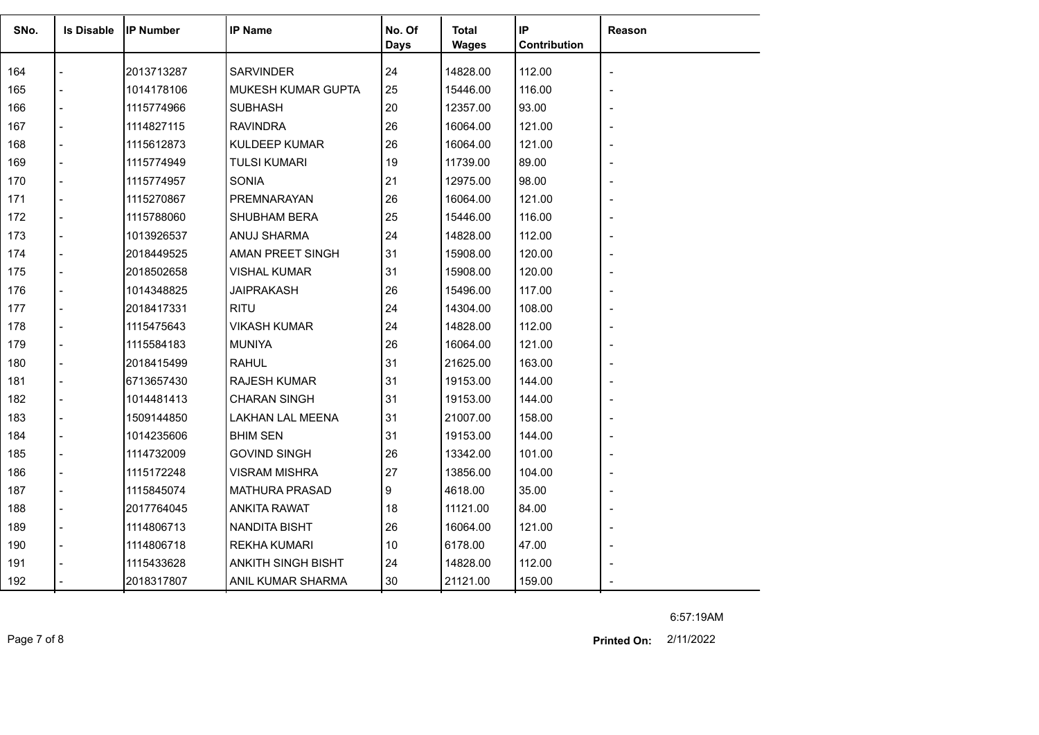| SNo. | Is Disable | IP Number | IP Name | No. Of Days | Total Wages | IP Contribution | Reason |
|---|---|---|---|---|---|---|---|
| 164 | - | 2013713287 | SARVINDER | 24 | 14828.00 | 112.00 | - |
| 165 | - | 1014178106 | MUKESH KUMAR GUPTA | 25 | 15446.00 | 116.00 | - |
| 166 | - | 1115774966 | SUBHASH | 20 | 12357.00 | 93.00 | - |
| 167 | - | 1114827115 | RAVINDRA | 26 | 16064.00 | 121.00 | - |
| 168 | - | 1115612873 | KULDEEP KUMAR | 26 | 16064.00 | 121.00 | - |
| 169 | - | 1115774949 | TULSI KUMARI | 19 | 11739.00 | 89.00 | - |
| 170 | - | 1115774957 | SONIA | 21 | 12975.00 | 98.00 | - |
| 171 | - | 1115270867 | PREMNARAYAN | 26 | 16064.00 | 121.00 | - |
| 172 | - | 1115788060 | SHUBHAM BERA | 25 | 15446.00 | 116.00 | - |
| 173 | - | 1013926537 | ANUJ SHARMA | 24 | 14828.00 | 112.00 | - |
| 174 | - | 2018449525 | AMAN PREET SINGH | 31 | 15908.00 | 120.00 | - |
| 175 | - | 2018502658 | VISHAL KUMAR | 31 | 15908.00 | 120.00 | - |
| 176 | - | 1014348825 | JAIPRAKASH | 26 | 15496.00 | 117.00 | - |
| 177 | - | 2018417331 | RITU | 24 | 14304.00 | 108.00 | - |
| 178 | - | 1115475643 | VIKASH KUMAR | 24 | 14828.00 | 112.00 | - |
| 179 | - | 1115584183 | MUNIYA | 26 | 16064.00 | 121.00 | - |
| 180 | - | 2018415499 | RAHUL | 31 | 21625.00 | 163.00 | - |
| 181 | - | 6713657430 | RAJESH KUMAR | 31 | 19153.00 | 144.00 | - |
| 182 | - | 1014481413 | CHARAN SINGH | 31 | 19153.00 | 144.00 | - |
| 183 | - | 1509144850 | LAKHAN LAL MEENA | 31 | 21007.00 | 158.00 | - |
| 184 | - | 1014235606 | BHIM SEN | 31 | 19153.00 | 144.00 | - |
| 185 | - | 1114732009 | GOVIND SINGH | 26 | 13342.00 | 101.00 | - |
| 186 | - | 1115172248 | VISRAM MISHRA | 27 | 13856.00 | 104.00 | - |
| 187 | - | 1115845074 | MATHURA PRASAD | 9 | 4618.00 | 35.00 | - |
| 188 | - | 2017764045 | ANKITA RAWAT | 18 | 11121.00 | 84.00 | - |
| 189 | - | 1114806713 | NANDITA BISHT | 26 | 16064.00 | 121.00 | - |
| 190 | - | 1114806718 | REKHA KUMARI | 10 | 6178.00 | 47.00 | - |
| 191 | - | 1115433628 | ANKITH SINGH BISHT | 24 | 14828.00 | 112.00 | - |
| 192 | - | 2018317807 | ANIL KUMAR SHARMA | 30 | 21121.00 | 159.00 | - |

6:57:19AM

**Printed On:** 2/11/2022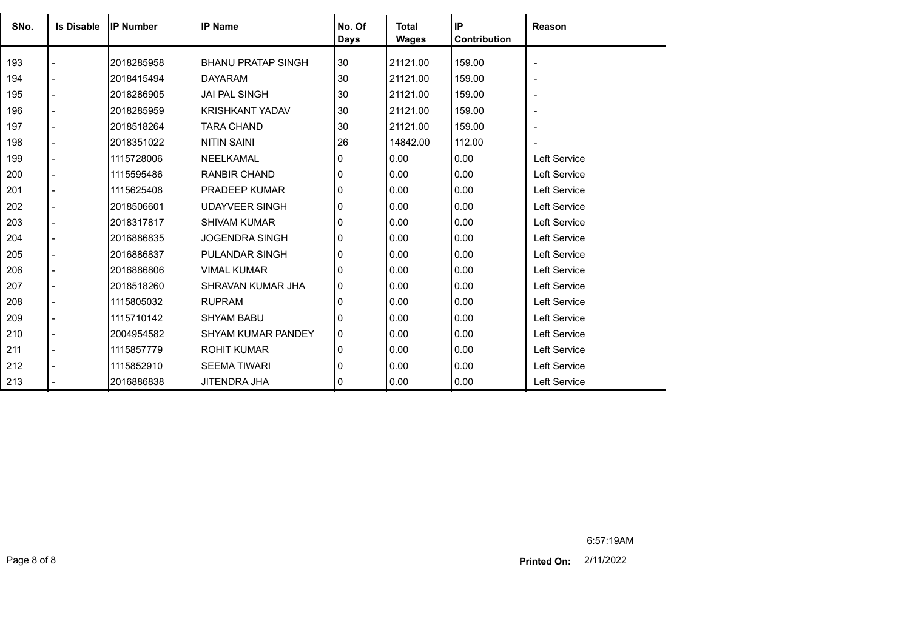| SNo. | Is Disable | IP Number | IP Name | No. Of Days | Total Wages | IP Contribution | Reason |
|---|---|---|---|---|---|---|---|
| 193 | - | 2018285958 | BHANU PRATAP SINGH | 30 | 21121.00 | 159.00 | - |
| 194 | - | 2018415494 | DAYARAM | 30 | 21121.00 | 159.00 | - |
| 195 | - | 2018286905 | JAI PAL SINGH | 30 | 21121.00 | 159.00 | - |
| 196 | - | 2018285959 | KRISHKANT YADAV | 30 | 21121.00 | 159.00 | - |
| 197 | - | 2018518264 | TARA CHAND | 30 | 21121.00 | 159.00 | - |
| 198 | - | 2018351022 | NITIN SAINI | 26 | 14842.00 | 112.00 | - |
| 199 | - | 1115728006 | NEELKAMAL | 0 | 0.00 | 0.00 | Left Service |
| 200 | - | 1115595486 | RANBIR CHAND | 0 | 0.00 | 0.00 | Left Service |
| 201 | - | 1115625408 | PRADEEP KUMAR | 0 | 0.00 | 0.00 | Left Service |
| 202 | - | 2018506601 | UDAYVEER SINGH | 0 | 0.00 | 0.00 | Left Service |
| 203 | - | 2018317817 | SHIVAM KUMAR | 0 | 0.00 | 0.00 | Left Service |
| 204 | - | 2016886835 | JOGENDRA SINGH | 0 | 0.00 | 0.00 | Left Service |
| 205 | - | 2016886837 | PULANDAR SINGH | 0 | 0.00 | 0.00 | Left Service |
| 206 | - | 2016886806 | VIMAL KUMAR | 0 | 0.00 | 0.00 | Left Service |
| 207 | - | 2018518260 | SHRAVAN KUMAR JHA | 0 | 0.00 | 0.00 | Left Service |
| 208 | - | 1115805032 | RUPRAM | 0 | 0.00 | 0.00 | Left Service |
| 209 | - | 1115710142 | SHYAM BABU | 0 | 0.00 | 0.00 | Left Service |
| 210 | - | 2004954582 | SHYAM KUMAR PANDEY | 0 | 0.00 | 0.00 | Left Service |
| 211 | - | 1115857779 | ROHIT KUMAR | 0 | 0.00 | 0.00 | Left Service |
| 212 | - | 1115852910 | SEEMA TIWARI | 0 | 0.00 | 0.00 | Left Service |
| 213 | - | 2016886838 | JITENDRA JHA | 0 | 0.00 | 0.00 | Left Service |

6:57:19AM

**Printed On:** 2/11/2022